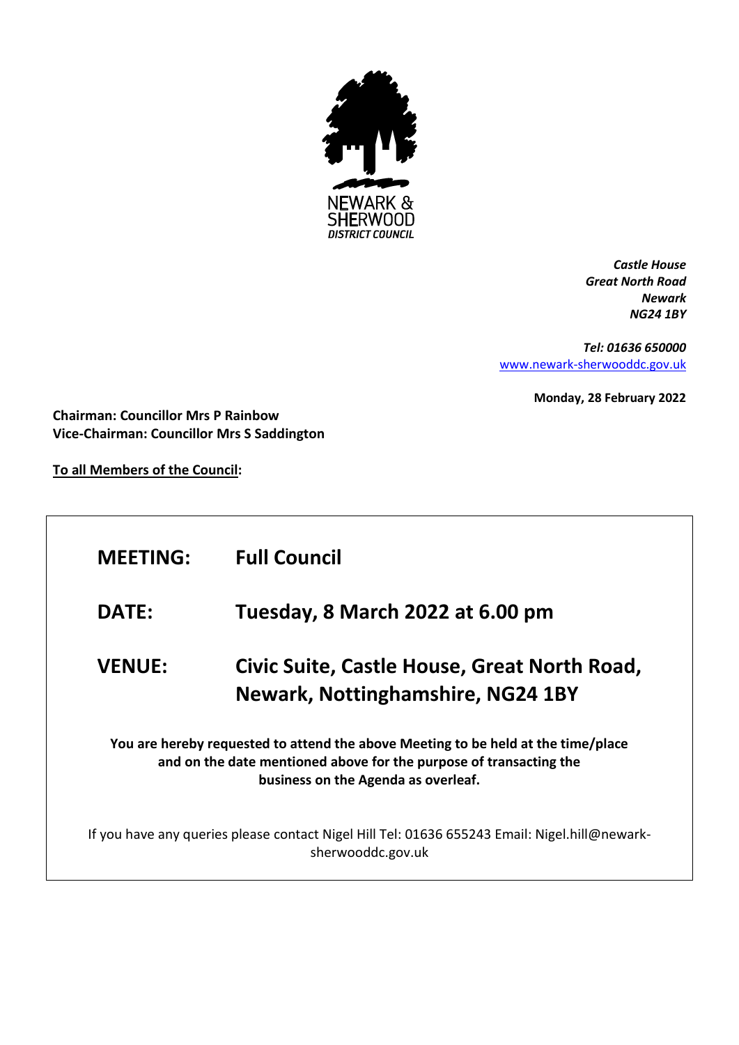NEWARK & SHERWOOD
*DISTRICT COUNCIL*

***Castle House***
***Great North Road***
***Newark***
***NG24 1BY***

***Tel: 01636 650000***
[www.newark-sherwooddc.gov.uk](http://www.newark-sherwooddc.gov.uk)

**Monday, 28 February 2022**

**Chairman: Councillor Mrs P Rainbow**
**Vice-Chairman: Councillor Mrs S Saddington**

**To all Members of the Council:**

| | |
|---|---|
| **MEETING:** | **Full Council** |
| **DATE:** | **Tuesday, 8 March 2022 at 6.00 pm** |
| **VENUE:** | **Civic Suite, Castle House, Great North Road, Newark, Nottinghamshire, NG24 1BY** |

**You are hereby requested to attend the above Meeting to be held at the time/place and on the date mentioned above for the purpose of transacting the business on the Agenda as overleaf.**

If you have any queries please contact Nigel Hill Tel: 01636 655243 Email: Nigel.hill@newark-sherwooddc.gov.uk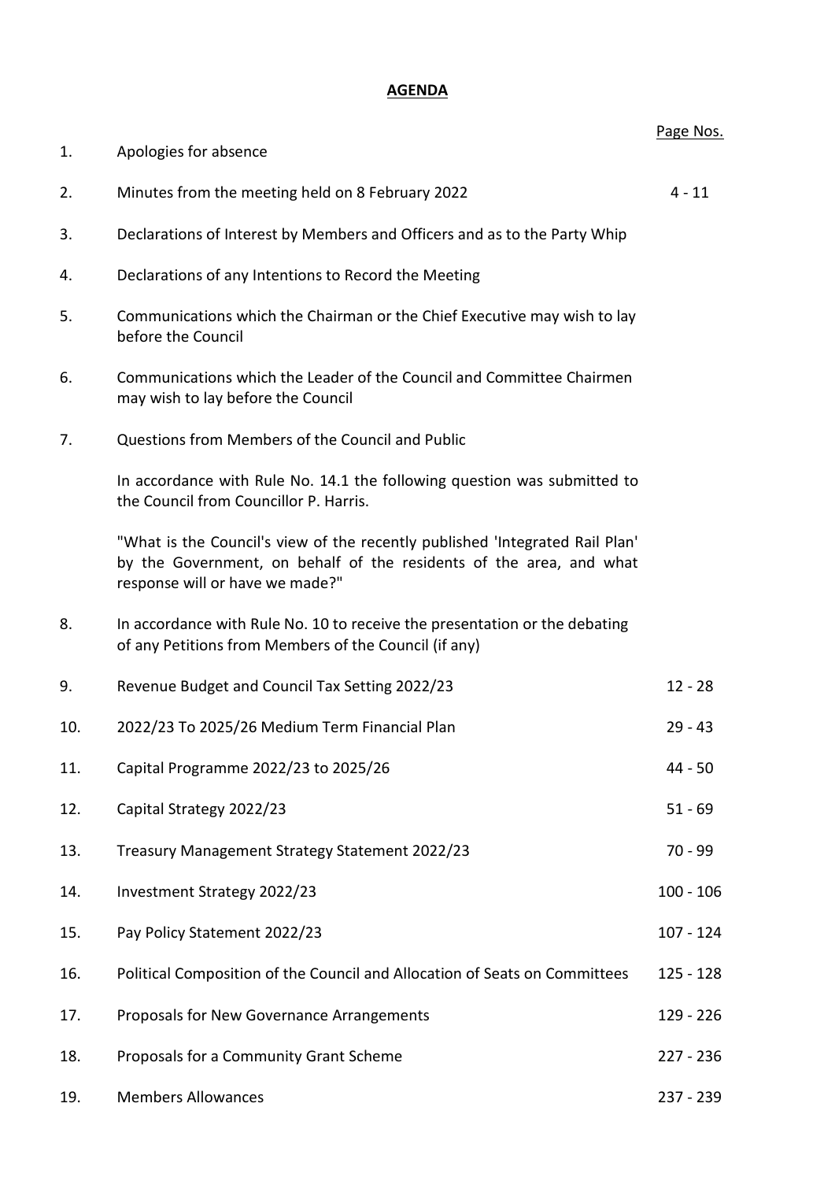# AGENDA

| | | Page Nos. |
|---|---|---|
| 1. | Apologies for absence | |
| 2. | Minutes from the meeting held on 8 February 2022 | 4 - 11 |
| 3. | Declarations of Interest by Members and Officers and as to the Party Whip | |
| 4. | Declarations of any Intentions to Record the Meeting | |
| 5. | Communications which the Chairman or the Chief Executive may wish to lay before the Council | |
| 6. | Communications which the Leader of the Council and Committee Chairmen may wish to lay before the Council | |
| 7. | Questions from Members of the Council and Public<br><br>In accordance with Rule No. 14.1 the following question was submitted to the Council from Councillor P. Harris.<br><br>"What is the Council's view of the recently published 'Integrated Rail Plan' by the Government, on behalf of the residents of the area, and what response will or have we made?" | |
| 8. | In accordance with Rule No. 10 to receive the presentation or the debating of any Petitions from Members of the Council (if any) | |
| 9. | Revenue Budget and Council Tax Setting 2022/23 | 12 - 28 |
| 10. | 2022/23 To 2025/26 Medium Term Financial Plan | 29 - 43 |
| 11. | Capital Programme 2022/23 to 2025/26 | 44 - 50 |
| 12. | Capital Strategy 2022/23 | 51 - 69 |
| 13. | Treasury Management Strategy Statement 2022/23 | 70 - 99 |
| 14. | Investment Strategy 2022/23 | 100 - 106 |
| 15. | Pay Policy Statement 2022/23 | 107 - 124 |
| 16. | Political Composition of the Council and Allocation of Seats on Committees | 125 - 128 |
| 17. | Proposals for New Governance Arrangements | 129 - 226 |
| 18. | Proposals for a Community Grant Scheme | 227 - 236 |
| 19. | Members Allowances | 237 - 239 |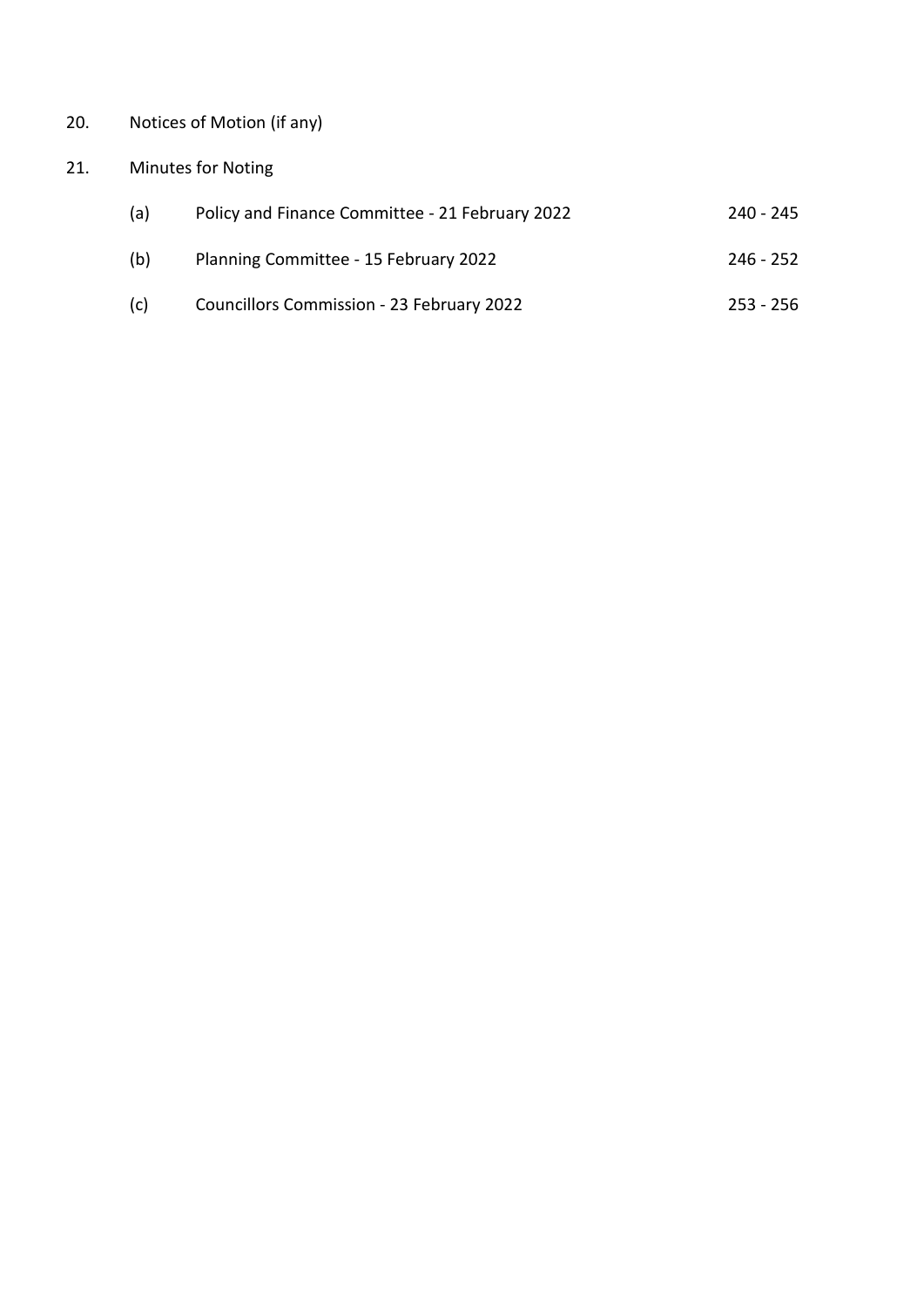20. Notices of Motion (if any)

21. Minutes for Noting

| | | |
|---|---|---|
| (a) | Policy and Finance Committee - 21 February 2022 | 240 - 245 |
| (b) | Planning Committee - 15 February 2022 | 246 - 252 |
| (c) | Councillors Commission - 23 February 2022 | 253 - 256 |